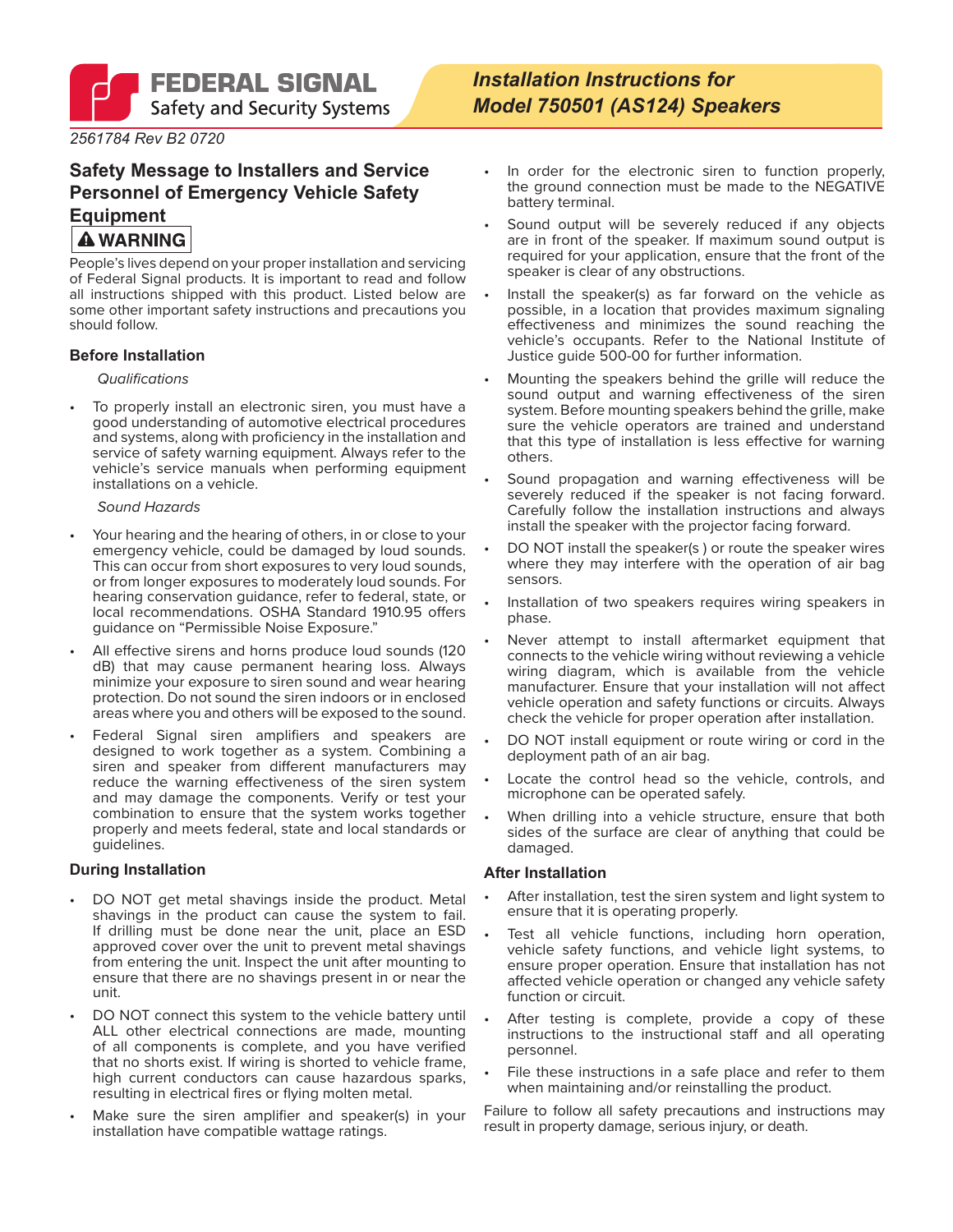FEDERAL SIGNAL
Safety and Security Systems

# Installation Instructions for Model 750501 (AS124) Speakers

2561784 Rev B2 0720

## Safety Message to Installers and Service Personnel of Emergency Vehicle Safety Equipment

**⚠ WARNING**

People's lives depend on your proper installation and servicing of Federal Signal products. It is important to read and follow all instructions shipped with this product. Listed below are some other important safety instructions and precautions you should follow.

### Before Installation

*Qualifications*

- To properly install an electronic siren, you must have a good understanding of automotive electrical procedures and systems, along with proficiency in the installation and service of safety warning equipment. Always refer to the vehicle's service manuals when performing equipment installations on a vehicle.

*Sound Hazards*

- Your hearing and the hearing of others, in or close to your emergency vehicle, could be damaged by loud sounds. This can occur from short exposures to very loud sounds, or from longer exposures to moderately loud sounds. For hearing conservation guidance, refer to federal, state, or local recommendations. OSHA Standard 1910.95 offers guidance on "Permissible Noise Exposure."
- All effective sirens and horns produce loud sounds (120 dB) that may cause permanent hearing loss. Always minimize your exposure to siren sound and wear hearing protection. Do not sound the siren indoors or in enclosed areas where you and others will be exposed to the sound.
- Federal Signal siren amplifiers and speakers are designed to work together as a system. Combining a siren and speaker from different manufacturers may reduce the warning effectiveness of the siren system and may damage the components. Verify or test your combination to ensure that the system works together properly and meets federal, state and local standards or guidelines.

### During Installation

- DO NOT get metal shavings inside the product. Metal shavings in the product can cause the system to fail. If drilling must be done near the unit, place an ESD approved cover over the unit to prevent metal shavings from entering the unit. Inspect the unit after mounting to ensure that there are no shavings present in or near the unit.
- DO NOT connect this system to the vehicle battery until ALL other electrical connections are made, mounting of all components is complete, and you have verified that no shorts exist. If wiring is shorted to vehicle frame, high current conductors can cause hazardous sparks, resulting in electrical fires or flying molten metal.
- Make sure the siren amplifier and speaker(s) in your installation have compatible wattage ratings.
- In order for the electronic siren to function properly, the ground connection must be made to the NEGATIVE battery terminal.
- Sound output will be severely reduced if any objects are in front of the speaker. If maximum sound output is required for your application, ensure that the front of the speaker is clear of any obstructions.
- Install the speaker(s) as far forward on the vehicle as possible, in a location that provides maximum signaling effectiveness and minimizes the sound reaching the vehicle's occupants. Refer to the National Institute of Justice guide 500-00 for further information.
- Mounting the speakers behind the grille will reduce the sound output and warning effectiveness of the siren system. Before mounting speakers behind the grille, make sure the vehicle operators are trained and understand that this type of installation is less effective for warning others.
- Sound propagation and warning effectiveness will be severely reduced if the speaker is not facing forward. Carefully follow the installation instructions and always install the speaker with the projector facing forward.
- DO NOT install the speaker(s ) or route the speaker wires where they may interfere with the operation of air bag sensors.
- Installation of two speakers requires wiring speakers in phase.
- Never attempt to install aftermarket equipment that connects to the vehicle wiring without reviewing a vehicle wiring diagram, which is available from the vehicle manufacturer. Ensure that your installation will not affect vehicle operation and safety functions or circuits. Always check the vehicle for proper operation after installation.
- DO NOT install equipment or route wiring or cord in the deployment path of an air bag.
- Locate the control head so the vehicle, controls, and microphone can be operated safely.
- When drilling into a vehicle structure, ensure that both sides of the surface are clear of anything that could be damaged.

### After Installation

- After installation, test the siren system and light system to ensure that it is operating properly.
- Test all vehicle functions, including horn operation, vehicle safety functions, and vehicle light systems, to ensure proper operation. Ensure that installation has not affected vehicle operation or changed any vehicle safety function or circuit.
- After testing is complete, provide a copy of these instructions to the instructional staff and all operating personnel.
- File these instructions in a safe place and refer to them when maintaining and/or reinstalling the product.

Failure to follow all safety precautions and instructions may result in property damage, serious injury, or death.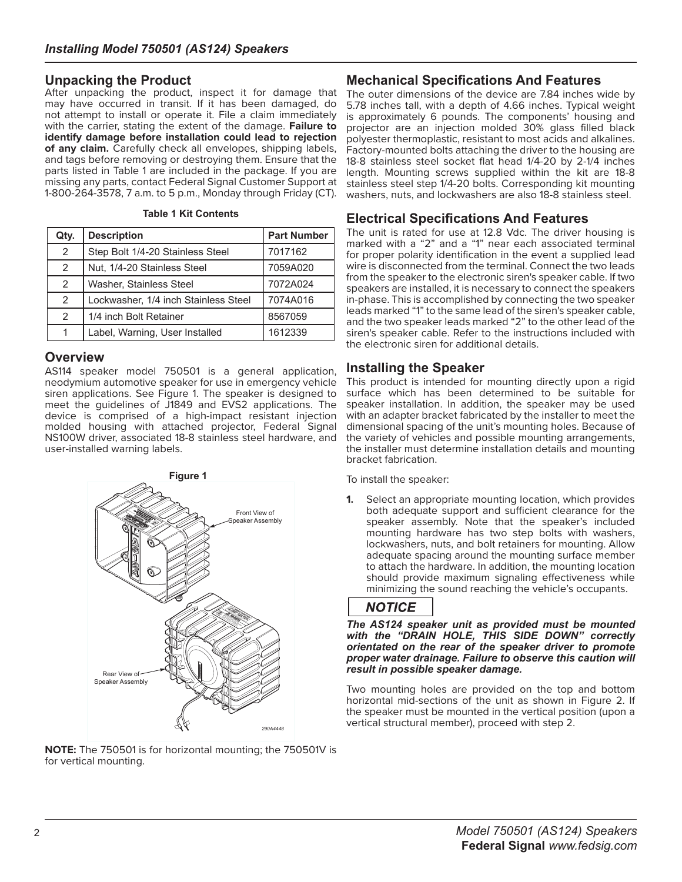## Unpacking the Product

After unpacking the product, inspect it for damage that may have occurred in transit. If it has been damaged, do not attempt to install or operate it. File a claim immediately with the carrier, stating the extent of the damage. **Failure to identify damage before installation could lead to rejection of any claim.** Carefully check all envelopes, shipping labels, and tags before removing or destroying them. Ensure that the parts listed in Table 1 are included in the package. If you are missing any parts, contact Federal Signal Customer Support at 1-800-264-3578, 7 a.m. to 5 p.m., Monday through Friday (CT).

**Table 1 Kit Contents**

| Qty. | Description | Part Number |
|---|---|---|
| 2 | Step Bolt 1/4-20 Stainless Steel | 7017162 |
| 2 | Nut, 1/4-20 Stainless Steel | 7059A020 |
| 2 | Washer, Stainless Steel | 7072A024 |
| 2 | Lockwasher, 1/4 inch Stainless Steel | 7074A016 |
| 2 | 1/4 inch Bolt Retainer | 8567059 |
| 1 | Label, Warning, User Installed | 1612339 |

## Overview

AS114 speaker model 750501 is a general application, neodymium automotive speaker for use in emergency vehicle siren applications. See Figure 1. The speaker is designed to meet the guidelines of J1849 and EVS2 applications. The device is comprised of a high-impact resistant injection molded housing with attached projector, Federal Signal NS100W driver, associated 18-8 stainless steel hardware, and user-installed warning labels.

**Figure 1**

Front View of Speaker Assembly

Rear View of Speaker Assembly

290A4448

**NOTE:** The 750501 is for horizontal mounting; the 750501V is for vertical mounting.

## Mechanical Specifications And Features

The outer dimensions of the device are 7.84 inches wide by 5.78 inches tall, with a depth of 4.66 inches. Typical weight is approximately 6 pounds. The components' housing and projector are an injection molded 30% glass filled black polyester thermoplastic, resistant to most acids and alkalines. Factory-mounted bolts attaching the driver to the housing are 18-8 stainless steel socket flat head 1/4-20 by 2-1/4 inches length. Mounting screws supplied within the kit are 18-8 stainless steel step 1/4-20 bolts. Corresponding kit mounting washers, nuts, and lockwashers are also 18-8 stainless steel.

## Electrical Specifications And Features

The unit is rated for use at 12.8 Vdc. The driver housing is marked with a "2" and a "1" near each associated terminal for proper polarity identification in the event a supplied lead wire is disconnected from the terminal. Connect the two leads from the speaker to the electronic siren's speaker cable. If two speakers are installed, it is necessary to connect the speakers in-phase. This is accomplished by connecting the two speaker leads marked "1" to the same lead of the siren's speaker cable, and the two speaker leads marked "2" to the other lead of the siren's speaker cable. Refer to the instructions included with the electronic siren for additional details.

## Installing the Speaker

This product is intended for mounting directly upon a rigid surface which has been determined to be suitable for speaker installation. In addition, the speaker may be used with an adapter bracket fabricated by the installer to meet the dimensional spacing of the unit's mounting holes. Because of the variety of vehicles and possible mounting arrangements, the installer must determine installation details and mounting bracket fabrication.

To install the speaker:

1. Select an appropriate mounting location, which provides both adequate support and sufficient clearance for the speaker assembly. Note that the speaker's included mounting hardware has two step bolts with washers, lockwashers, nuts, and bolt retainers for mounting. Allow adequate spacing around the mounting surface member to attach the hardware. In addition, the mounting location should provide maximum signaling effectiveness while minimizing the sound reaching the vehicle's occupants.

***NOTICE***

***The AS124 speaker unit as provided must be mounted with the "DRAIN HOLE, THIS SIDE DOWN" correctly orientated on the rear of the speaker driver to promote proper water drainage. Failure to observe this caution will result in possible speaker damage.***

Two mounting holes are provided on the top and bottom horizontal mid-sections of the unit as shown in Figure 2. If the speaker must be mounted in the vertical position (upon a vertical structural member), proceed with step 2.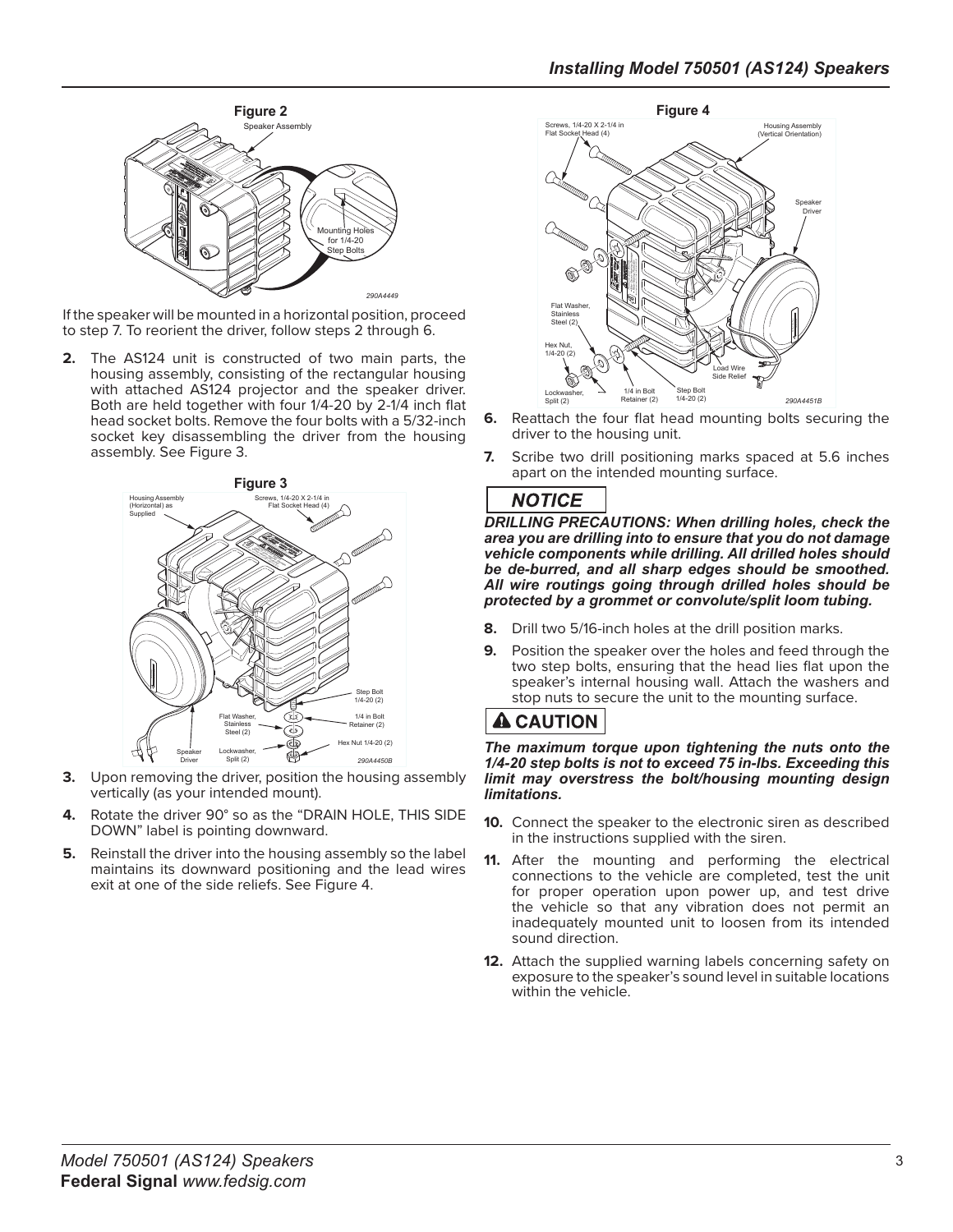**Figure 2**

Speaker Assembly

Mounting Holes for 1/4-20 Step Bolts

290A4449

If the speaker will be mounted in a horizontal position, proceed to step 7. To reorient the driver, follow steps 2 through 6.

2. The AS124 unit is constructed of two main parts, the housing assembly, consisting of the rectangular housing with attached AS124 projector and the speaker driver. Both are held together with four 1/4-20 by 2-1/4 inch flat head socket bolts. Remove the four bolts with a 5/32-inch socket key disassembling the driver from the housing assembly. See Figure 3.

**Figure 3**

Housing Assembly (Horizontal) as Supplied

Screws, 1/4-20 X 2-1/4 in Flat Socket Head (4)

Step Bolt 1/4-20 (2)

Flat Washer, Stainless Steel (2)

1/4 in Bolt Retainer (2)

Hex Nut 1/4-20 (2)

Lockwasher, Split (2)

Speaker Driver

290A4450B

3. Upon removing the driver, position the housing assembly vertically (as your intended mount).

4. Rotate the driver 90° so as the "DRAIN HOLE, THIS SIDE DOWN" label is pointing downward.

5. Reinstall the driver into the housing assembly so the label maintains its downward positioning and the lead wires exit at one of the side reliefs. See Figure 4.

**Figure 4**

Screws, 1/4-20 X 2-1/4 in Flat Socket Head (4)

Housing Assembly (Vertical Orientation)

Speaker Driver

Flat Washer, Stainless Steel (2)

Hex Nut, 1/4-20 (2)

Load Wire Side Relief

Lockwasher, Split (2)

1/4 in Bolt Retainer (2)

Step Bolt 1/4-20 (2)

290A4451B

6. Reattach the four flat head mounting bolts securing the driver to the housing unit.

7. Scribe two drill positioning marks spaced at 5.6 inches apart on the intended mounting surface.

**NOTICE**

***DRILLING PRECAUTIONS: When drilling holes, check the area you are drilling into to ensure that you do not damage vehicle components while drilling. All drilled holes should be de-burred, and all sharp edges should be smoothed. All wire routings going through drilled holes should be protected by a grommet or convolute/split loom tubing.***

8. Drill two 5/16-inch holes at the drill position marks.

9. Position the speaker over the holes and feed through the two step bolts, ensuring that the head lies flat upon the speaker's internal housing wall. Attach the washers and stop nuts to secure the unit to the mounting surface.

**⚠ CAUTION**

***The maximum torque upon tightening the nuts onto the 1/4-20 step bolts is not to exceed 75 in-lbs. Exceeding this limit may overstress the bolt/housing mounting design limitations.***

10. Connect the speaker to the electronic siren as described in the instructions supplied with the siren.

11. After the mounting and performing the electrical connections to the vehicle are completed, test the unit for proper operation upon power up, and test drive the vehicle so that any vibration does not permit an inadequately mounted unit to loosen from its intended sound direction.

12. Attach the supplied warning labels concerning safety on exposure to the speaker's sound level in suitable locations within the vehicle.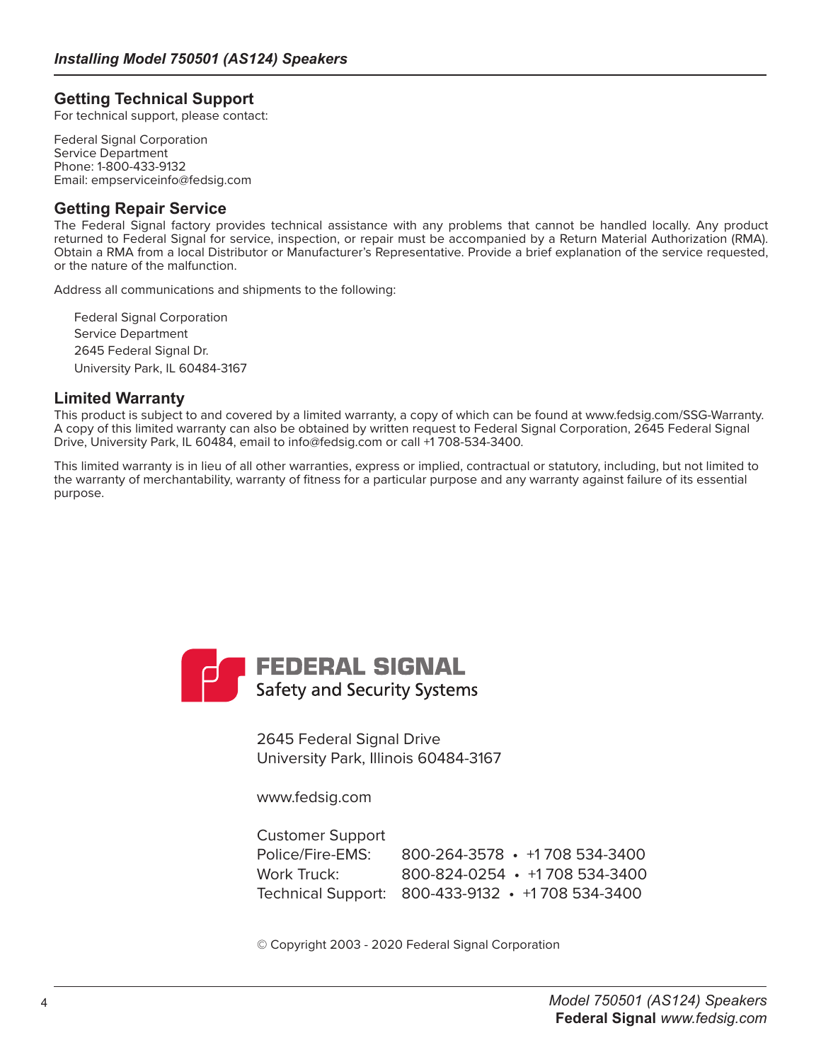## Getting Technical Support

For technical support, please contact:

Federal Signal Corporation
Service Department
Phone: 1-800-433-9132
Email: empserviceinfo@fedsig.com

## Getting Repair Service

The Federal Signal factory provides technical assistance with any problems that cannot be handled locally. Any product returned to Federal Signal for service, inspection, or repair must be accompanied by a Return Material Authorization (RMA). Obtain a RMA from a local Distributor or Manufacturer's Representative. Provide a brief explanation of the service requested, or the nature of the malfunction.

Address all communications and shipments to the following:

Federal Signal Corporation
Service Department
2645 Federal Signal Dr.
University Park, IL 60484-3167

## Limited Warranty

This product is subject to and covered by a limited warranty, a copy of which can be found at www.fedsig.com/SSG-Warranty. A copy of this limited warranty can also be obtained by written request to Federal Signal Corporation, 2645 Federal Signal Drive, University Park, IL 60484, email to info@fedsig.com or call +1 708-534-3400.

This limited warranty is in lieu of all other warranties, express or implied, contractual or statutory, including, but not limited to the warranty of merchantability, warranty of fitness for a particular purpose and any warranty against failure of its essential purpose.

**FEDERAL SIGNAL**
Safety and Security Systems

2645 Federal Signal Drive
University Park, Illinois 60484-3167

www.fedsig.com

Customer Support

| | |
|---|---|
| Police/Fire-EMS: | 800-264-3578 • +1 708 534-3400 |
| Work Truck: | 800-824-0254 • +1 708 534-3400 |
| Technical Support: | 800-433-9132 • +1 708 534-3400 |

© Copyright 2003 - 2020 Federal Signal Corporation